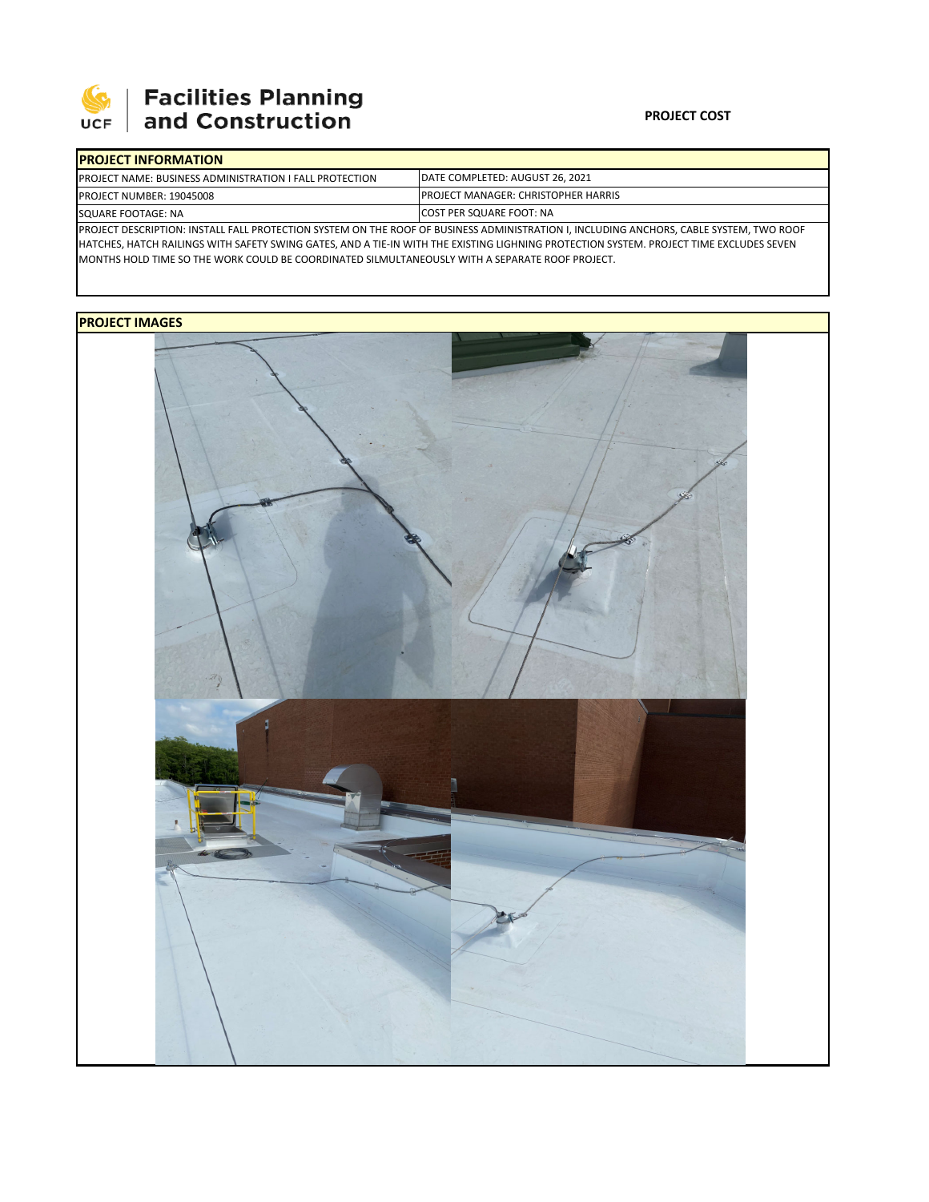# Facilities Planning and Construction

UCF

**PROJECT COST**

| **PROJECT INFORMATION** | |
|---|---|
| PROJECT NAME: BUSINESS ADMINISTRATION I FALL PROTECTION | DATE COMPLETED: AUGUST 26, 2021 |
| PROJECT NUMBER: 19045008 | PROJECT MANAGER: CHRISTOPHER HARRIS |
| SQUARE FOOTAGE: NA | COST PER SQUARE FOOT: NA |

PROJECT DESCRIPTION: INSTALL FALL PROTECTION SYSTEM ON THE ROOF OF BUSINESS ADMINISTRATION I, INCLUDING ANCHORS, CABLE SYSTEM, TWO ROOF HATCHES, HATCH RAILINGS WITH SAFETY SWING GATES, AND A TIE-IN WITH THE EXISTING LIGHNING PROTECTION SYSTEM. PROJECT TIME EXCLUDES SEVEN MONTHS HOLD TIME SO THE WORK COULD BE COORDINATED SILMULTANEOUSLY WITH A SEPARATE ROOF PROJECT.

**PROJECT IMAGES**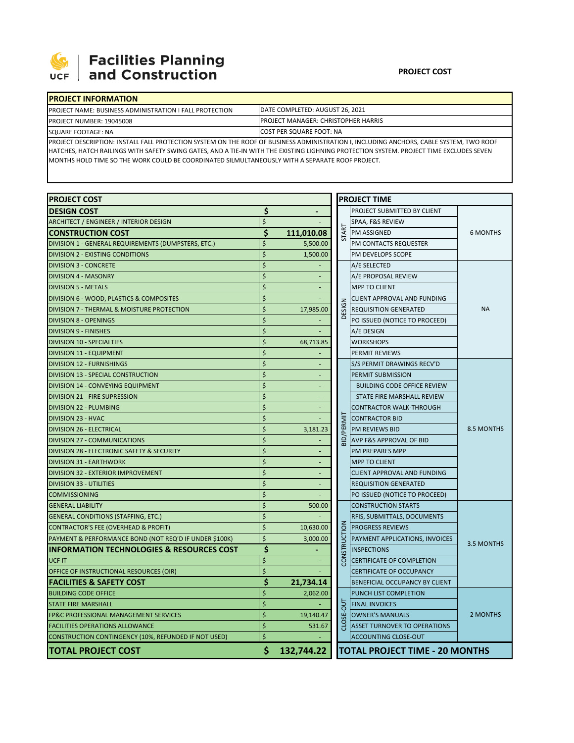Facilities Planning and Construction

**PROJECT COST**

| PROJECT INFORMATION | |
|---|---|
| PROJECT NAME: BUSINESS ADMINISTRATION I FALL PROTECTION | DATE COMPLETED: AUGUST 26, 2021 |
| PROJECT NUMBER: 19045008 | PROJECT MANAGER: CHRISTOPHER HARRIS |
| SQUARE FOOTAGE: NA | COST PER SQUARE FOOT: NA |

PROJECT DESCRIPTION: INSTALL FALL PROTECTION SYSTEM ON THE ROOF OF BUSINESS ADMINISTRATION I, INCLUDING ANCHORS, CABLE SYSTEM, TWO ROOF HATCHES, HATCH RAILINGS WITH SAFETY SWING GATES, AND A TIE-IN WITH THE EXISTING LIGHNING PROTECTION SYSTEM. PROJECT TIME EXCLUDES SEVEN MONTHS HOLD TIME SO THE WORK COULD BE COORDINATED SILMULTANEOUSLY WITH A SEPARATE ROOF PROJECT.

| PROJECT COST | | |
|---|---|---|
| **DESIGN COST** | **$** | **-** |
| ARCHITECT / ENGINEER / INTERIOR DESIGN | $ | - |
| **CONSTRUCTION COST** | **$** | **111,010.08** |
| DIVISION 1 - GENERAL REQUIREMENTS (DUMPSTERS, ETC.) | $ | 5,500.00 |
| DIVISION 2 - EXISTING CONDITIONS | $ | 1,500.00 |
| DIVISION 3 - CONCRETE | $ | - |
| DIVISION 4 - MASONRY | $ | - |
| DIVISION 5 - METALS | $ | - |
| DIVISION 6 - WOOD, PLASTICS & COMPOSITES | $ | - |
| DIVISION 7 - THERMAL & MOISTURE PROTECTION | $ | 17,985.00 |
| DIVISION 8 - OPENINGS | $ | - |
| DIVISION 9 - FINISHES | $ | - |
| DIVISION 10 - SPECIALTIES | $ | 68,713.85 |
| DIVISION 11 - EQUIPMENT | $ | - |
| DIVISION 12 - FURNISHINGS | $ | - |
| DIVISION 13 - SPECIAL CONSTRUCTION | $ | - |
| DIVISION 14 - CONVEYING EQUIPMENT | $ | - |
| DIVISION 21 - FIRE SUPRESSION | $ | - |
| DIVISION 22 - PLUMBING | $ | - |
| DIVISION 23 - HVAC | $ | - |
| DIVISION 26 - ELECTRICAL | $ | 3,181.23 |
| DIVISION 27 - COMMUNICATIONS | $ | - |
| DIVISION 28 - ELECTRONIC SAFETY & SECURITY | $ | - |
| DIVISION 31 - EARTHWORK | $ | - |
| DIVISION 32 - EXTERIOR IMPROVEMENT | $ | - |
| DIVISION 33 - UTILITIES | $ | - |
| COMMISSIONING | $ | - |
| GENERAL LIABILITY | $ | 500.00 |
| GENERAL CONDITIONS (STAFFING, ETC.) | $ | - |
| CONTRACTOR'S FEE (OVERHEAD & PROFIT) | $ | 10,630.00 |
| PAYMENT & PERFORMANCE BOND (NOT REQ'D IF UNDER $100K) | $ | 3,000.00 |
| **INFORMATION TECHNOLOGIES & RESOURCES COST** | **$** | **-** |
| UCF IT | $ | - |
| OFFICE OF INSTRUCTIONAL RESOURCES (OIR) | $ | - |
| **FACILITIES & SAFETY COST** | **$** | **21,734.14** |
| BUILDING CODE OFFICE | $ | 2,062.00 |
| STATE FIRE MARSHALL | $ | - |
| FP&C PROFESSIONAL MANAGEMENT SERVICES | $ | 19,140.47 |
| FACILITIES OPERATIONS ALLOWANCE | $ | 531.67 |
| CONSTRUCTION CONTINGENCY (10%, REFUNDED IF NOT USED) | $ | - |
| **TOTAL PROJECT COST** | **$** | **132,744.22** |

| PROJECT TIME | | |
|---|---|---|
| START | PROJECT SUBMITTED BY CLIENT | 6 MONTHS |
| | SPAA, F&S REVIEW | |
| | PM ASSIGNED | |
| | PM CONTACTS REQUESTER | |
| | PM DEVELOPS SCOPE | |
| DESIGN | A/E SELECTED | NA |
| | A/E PROPOSAL REVIEW | |
| | MPP TO CLIENT | |
| | CLIENT APPROVAL AND FUNDING | |
| | REQUISITION GENERATED | |
| | PO ISSUED (NOTICE TO PROCEED) | |
| | A/E DESIGN | |
| | WORKSHOPS | |
| | PERMIT REVIEWS | |
| BID/PERMIT | S/S PERMIT DRAWINGS RECV'D | 8.5 MONTHS |
| | PERMIT SUBMISSION | |
| | BUILDING CODE OFFICE REVIEW | |
| | STATE FIRE MARSHALL REVIEW | |
| | CONTRACTOR WALK-THROUGH | |
| | CONTRACTOR BID | |
| | PM REVIEWS BID | |
| | AVP F&S APPROVAL OF BID | |
| | PM PREPARES MPP | |
| | MPP TO CLIENT | |
| | CLIENT APPROVAL AND FUNDING | |
| | REQUISITION GENERATED | |
| | PO ISSUED (NOTICE TO PROCEED) | |
| CONSTRUCTION | CONSTRUCTION STARTS | 3.5 MONTHS |
| | RFIS, SUBMITTALS, DOCUMENTS | |
| | PROGRESS REVIEWS | |
| | PAYMENT APPLICATIONS, INVOICES | |
| | INSPECTIONS | |
| | CERTIFICATE OF COMPLETION | |
| | CERTIFICATE OF OCCUPANCY | |
| | BENEFICIAL OCCUPANCY BY CLIENT | |
| CLOSE-OUT | PUNCH LIST COMPLETION | 2 MONTHS |
| | FINAL INVOICES | |
| | OWNER'S MANUALS | |
| | ASSET TURNOVER TO OPERATIONS | |
| | ACCOUNTING CLOSE-OUT | |
| **TOTAL PROJECT TIME - 20 MONTHS** | | |